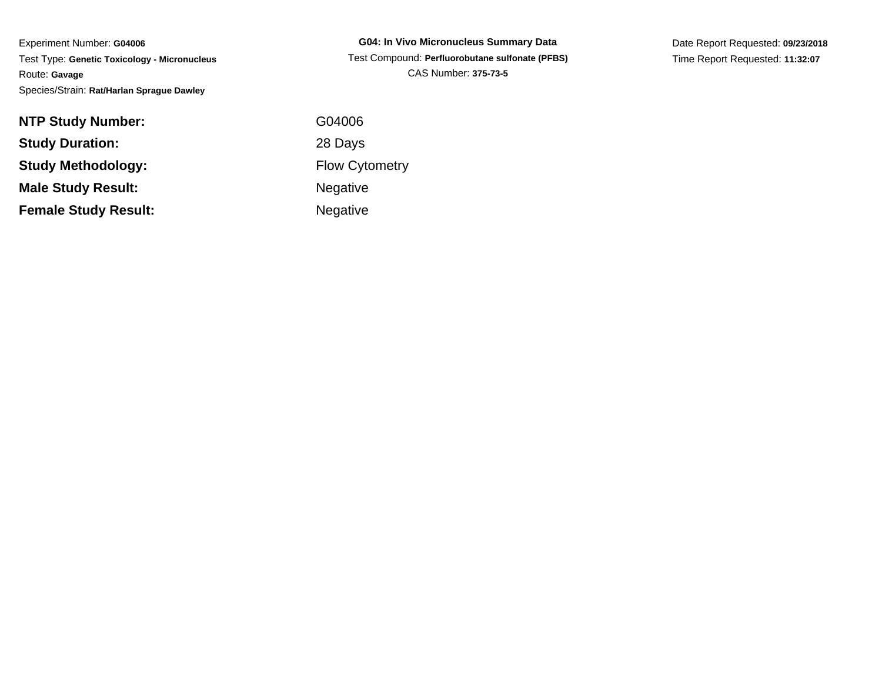Experiment Number: **G04006**
Test Type: **Genetic Toxicology - Micronucleus**
Route: **Gavage**
Species/Strain: **Rat/Harlan Sprague Dawley**

**G04: In Vivo Micronucleus Summary Data**
Test Compound: **Perfluorobutane sulfonate (PFBS)**
CAS Number: **375-73-5**

Date Report Requested: **09/23/2018**
Time Report Requested: **11:32:07**

| | |
|---|---|
| **NTP Study Number:** | G04006 |
| **Study Duration:** | 28 Days |
| **Study Methodology:** | Flow Cytometry |
| **Male Study Result:** | Negative |
| **Female Study Result:** | Negative |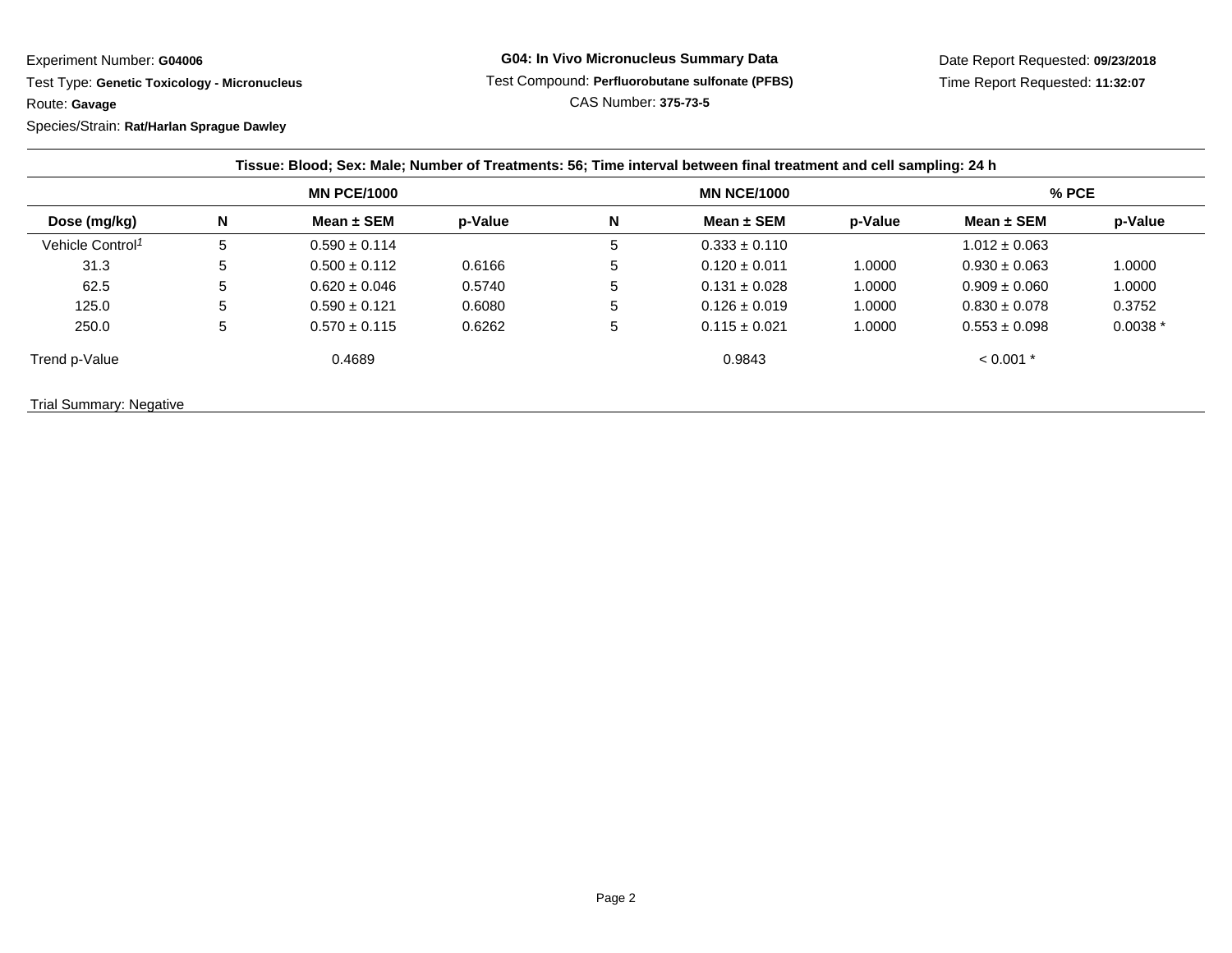Experiment Number: **G04006**

Test Type: **Genetic Toxicology - Micronucleus**

Route: **Gavage**

Species/Strain: **Rat/Harlan Sprague Dawley**

**G04: In Vivo Micronucleus Summary Data**

Test Compound: **Perfluorobutane sulfonate (PFBS)**

CAS Number: **375-73-5**

Date Report Requested: **09/23/2018**

Time Report Requested: **11:32:07**

**Tissue: Blood; Sex: Male; Number of Treatments: 56; Time interval between final treatment and cell sampling: 24 h**

| | MN PCE/1000 | | | MN NCE/1000 | | | % PCE | |
|---|---|---|---|---|---|---|---|---|
| **Dose (mg/kg)** | **N** | **Mean ± SEM** | **p-Value** | **N** | **Mean ± SEM** | **p-Value** | **Mean ± SEM** | **p-Value** |
| Vehicle Control[1] | 5 | 0.590 ± 0.114 | | 5 | 0.333 ± 0.110 | | 1.012 ± 0.063 | |
| 31.3 | 5 | 0.500 ± 0.112 | 0.6166 | 5 | 0.120 ± 0.011 | 1.0000 | 0.930 ± 0.063 | 1.0000 |
| 62.5 | 5 | 0.620 ± 0.046 | 0.5740 | 5 | 0.131 ± 0.028 | 1.0000 | 0.909 ± 0.060 | 1.0000 |
| 125.0 | 5 | 0.590 ± 0.121 | 0.6080 | 5 | 0.126 ± 0.019 | 1.0000 | 0.830 ± 0.078 | 0.3752 |
| 250.0 | 5 | 0.570 ± 0.115 | 0.6262 | 5 | 0.115 ± 0.021 | 1.0000 | 0.553 ± 0.098 | 0.0038 * |
| Trend p-Value | | 0.4689 | | | 0.9843 | | < 0.001 * | |

Trial Summary: Negative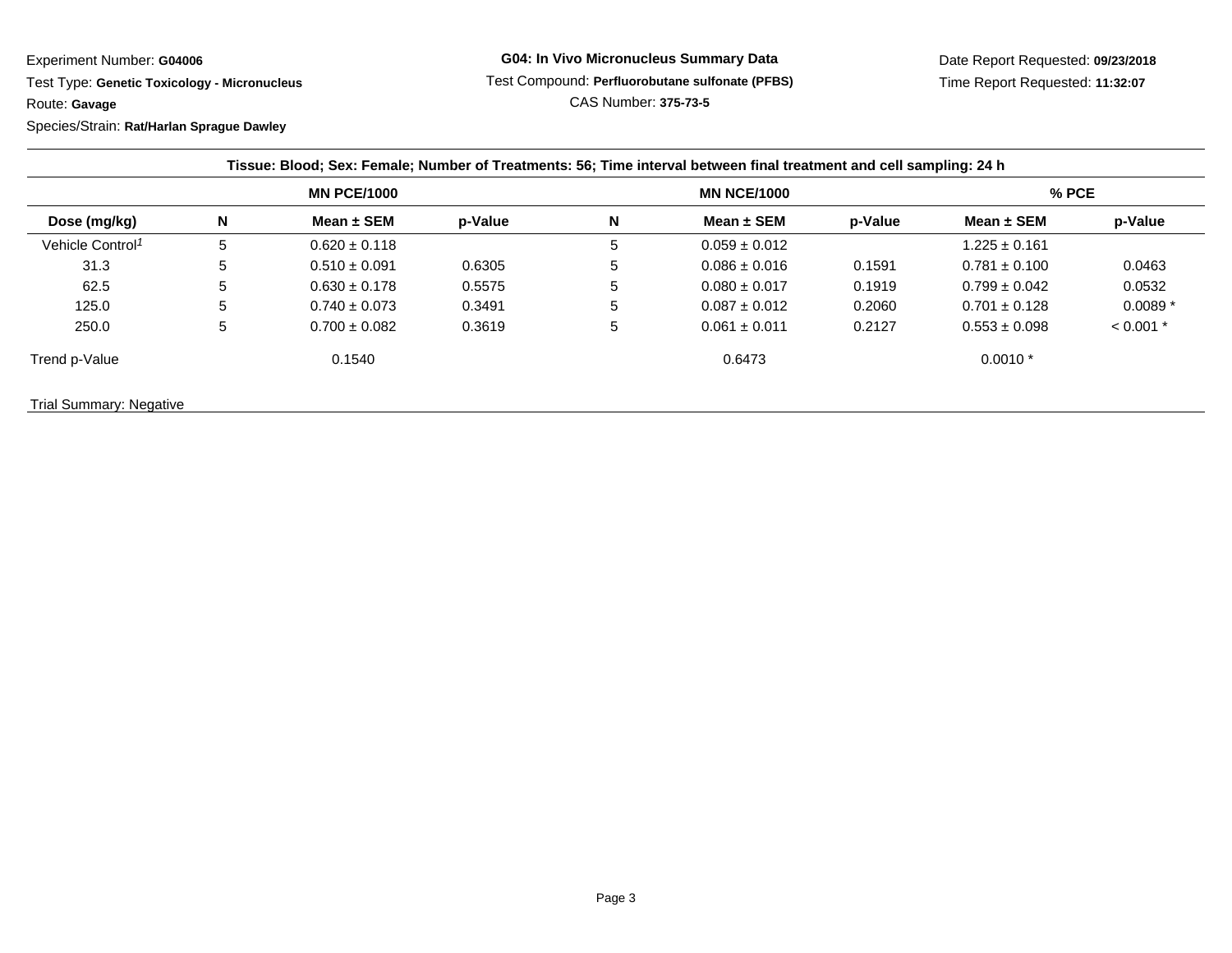Experiment Number: **G04006**
Test Type: **Genetic Toxicology - Micronucleus**
Route: **Gavage**
Species/Strain: **Rat/Harlan Sprague Dawley**

**G04: In Vivo Micronucleus Summary Data**
Test Compound: **Perfluorobutane sulfonate (PFBS)**
CAS Number: **375-73-5**

Date Report Requested: **09/23/2018**
Time Report Requested: **11:32:07**

**Tissue: Blood; Sex: Female; Number of Treatments: 56; Time interval between final treatment and cell sampling: 24 h**

| | MN PCE/1000 | | | MN NCE/1000 | | | % PCE | |
|---|---|---|---|---|---|---|---|---|
| **Dose (mg/kg)** | **N** | **Mean ± SEM** | **p-Value** | **N** | **Mean ± SEM** | **p-Value** | **Mean ± SEM** | **p-Value** |
| Vehicle Control[1] | 5 | 0.620 ± 0.118 | | 5 | 0.059 ± 0.012 | | 1.225 ± 0.161 | |
| 31.3 | 5 | 0.510 ± 0.091 | 0.6305 | 5 | 0.086 ± 0.016 | 0.1591 | 0.781 ± 0.100 | 0.0463 |
| 62.5 | 5 | 0.630 ± 0.178 | 0.5575 | 5 | 0.080 ± 0.017 | 0.1919 | 0.799 ± 0.042 | 0.0532 |
| 125.0 | 5 | 0.740 ± 0.073 | 0.3491 | 5 | 0.087 ± 0.012 | 0.2060 | 0.701 ± 0.128 | 0.0089 * |
| 250.0 | 5 | 0.700 ± 0.082 | 0.3619 | 5 | 0.061 ± 0.011 | 0.2127 | 0.553 ± 0.098 | < 0.001 * |
| Trend p-Value | | 0.1540 | | | 0.6473 | | 0.0010 * | |

Trial Summary: Negative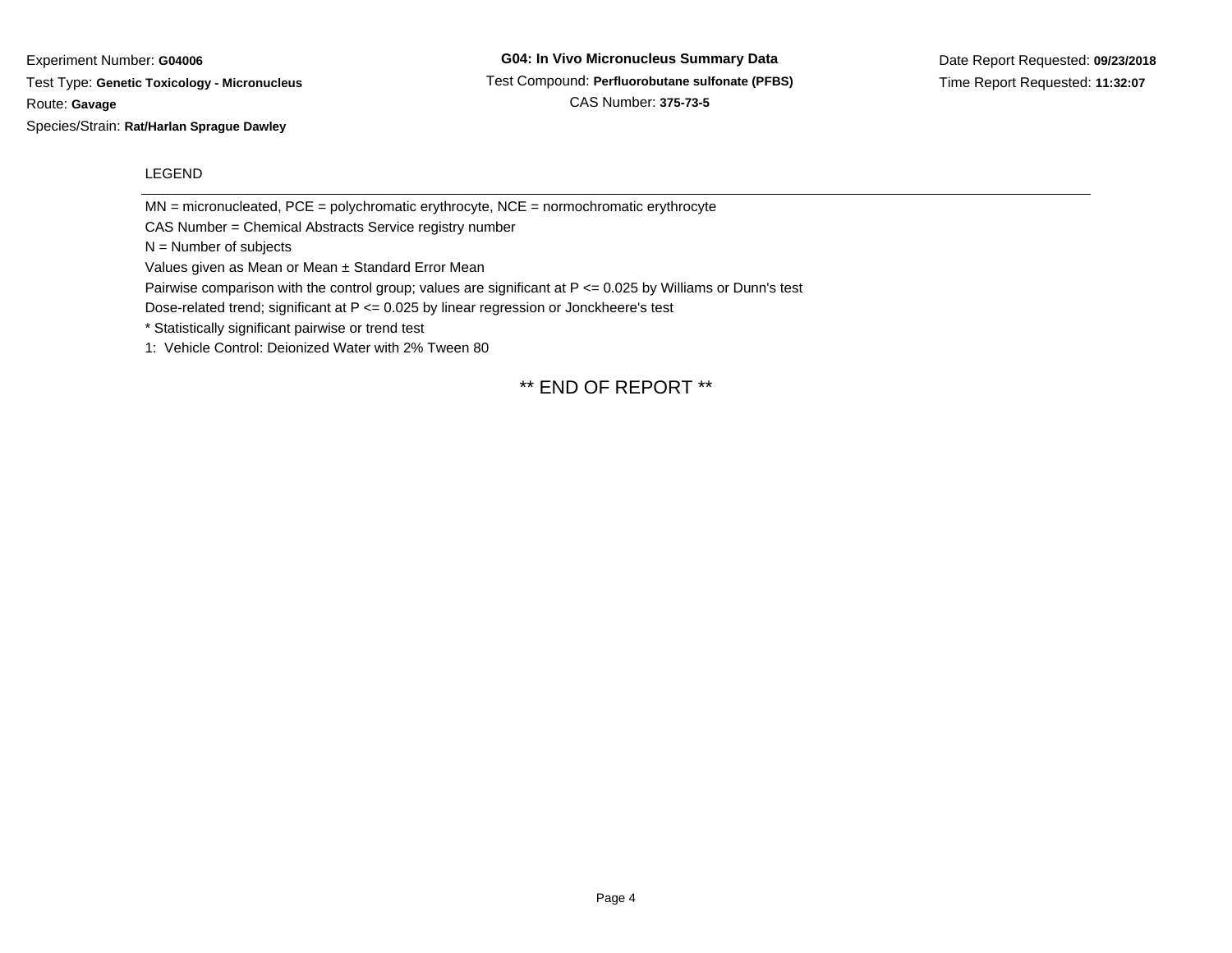Experiment Number: **G04006**

Test Type: **Genetic Toxicology - Micronucleus**

Route: **Gavage**

Species/Strain: **Rat/Harlan Sprague Dawley**

**G04: In Vivo Micronucleus Summary Data**

Test Compound: **Perfluorobutane sulfonate (PFBS)**

CAS Number: **375-73-5**

Date Report Requested: **09/23/2018**

Time Report Requested: **11:32:07**

LEGEND

MN = micronucleated, PCE = polychromatic erythrocyte, NCE = normochromatic erythrocyte

CAS Number = Chemical Abstracts Service registry number

N = Number of subjects

Values given as Mean or Mean ± Standard Error Mean

Pairwise comparison with the control group; values are significant at P <= 0.025 by Williams or Dunn's test

Dose-related trend; significant at P <= 0.025 by linear regression or Jonckheere's test

* Statistically significant pairwise or trend test

1: Vehicle Control: Deionized Water with 2% Tween 80

** END OF REPORT **